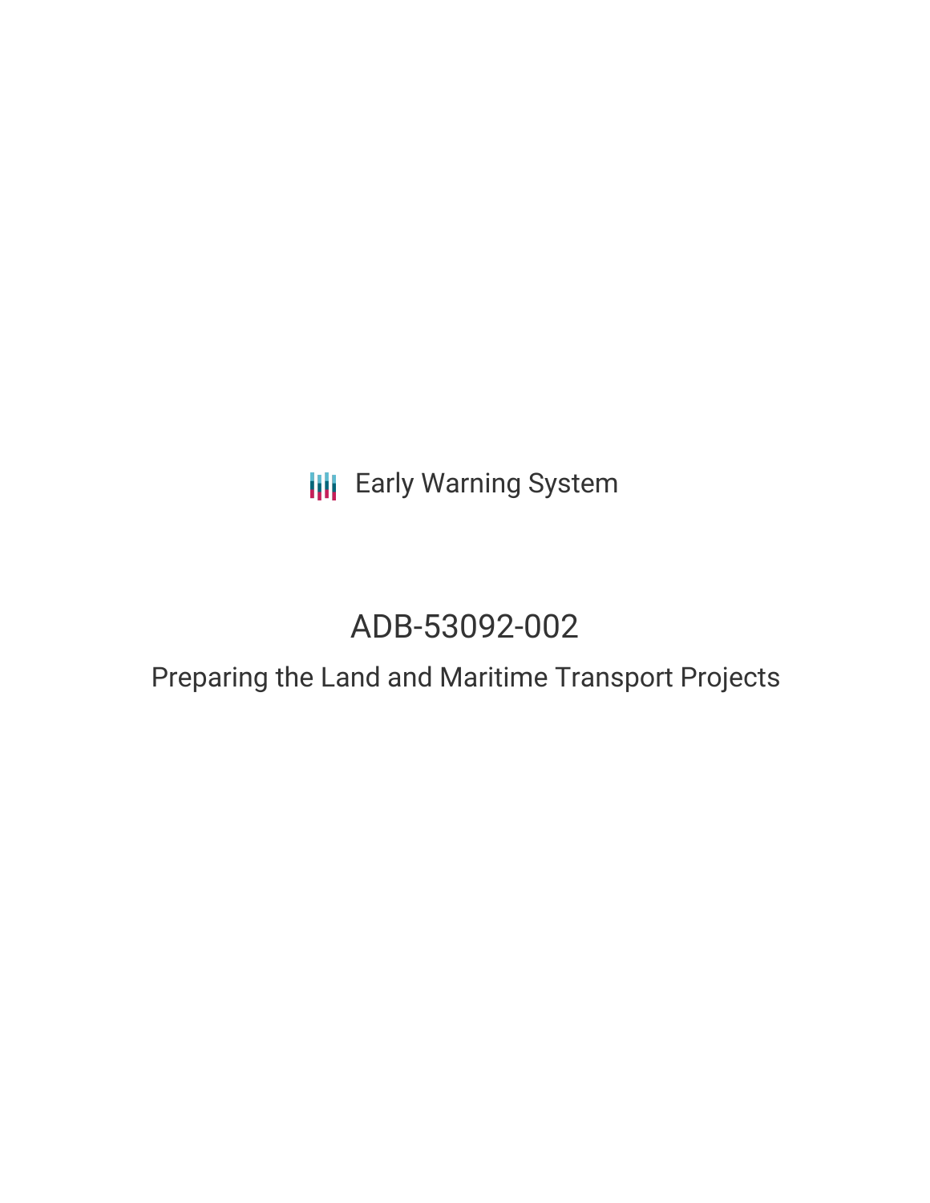Early Warning System

# ADB-53092-002

## Preparing the Land and Maritime Transport Projects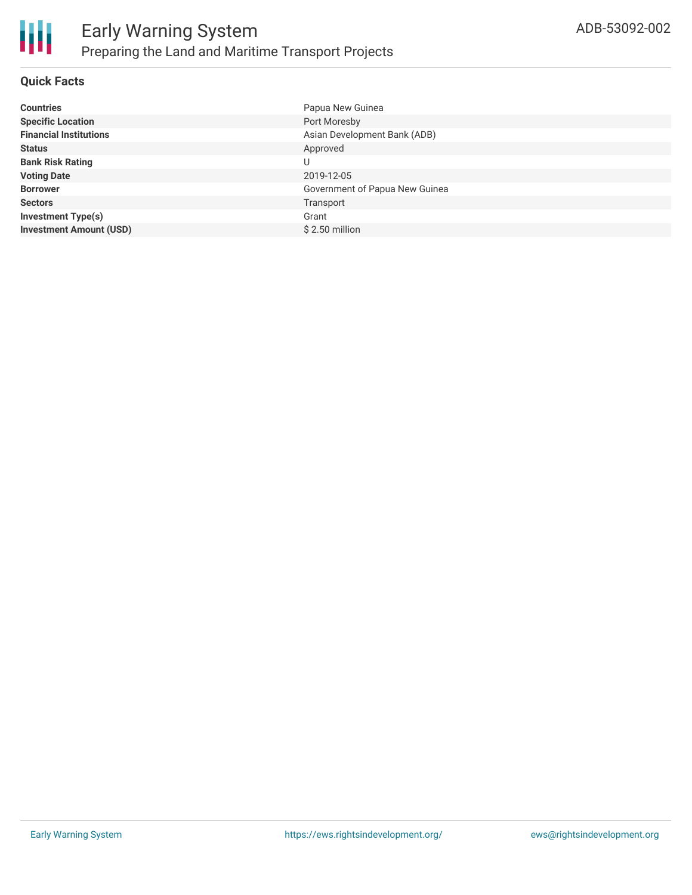# Early Warning System

## Preparing the Land and Maritime Transport Projects

ADB-53092-002

### Quick Facts

| | |
|---|---|
| **Countries** | Papua New Guinea |
| **Specific Location** | Port Moresby |
| **Financial Institutions** | Asian Development Bank (ADB) |
| **Status** | Approved |
| **Bank Risk Rating** | U |
| **Voting Date** | 2019-12-05 |
| **Borrower** | Government of Papua New Guinea |
| **Sectors** | Transport |
| **Investment Type(s)** | Grant |
| **Investment Amount (USD)** | $ 2.50 million |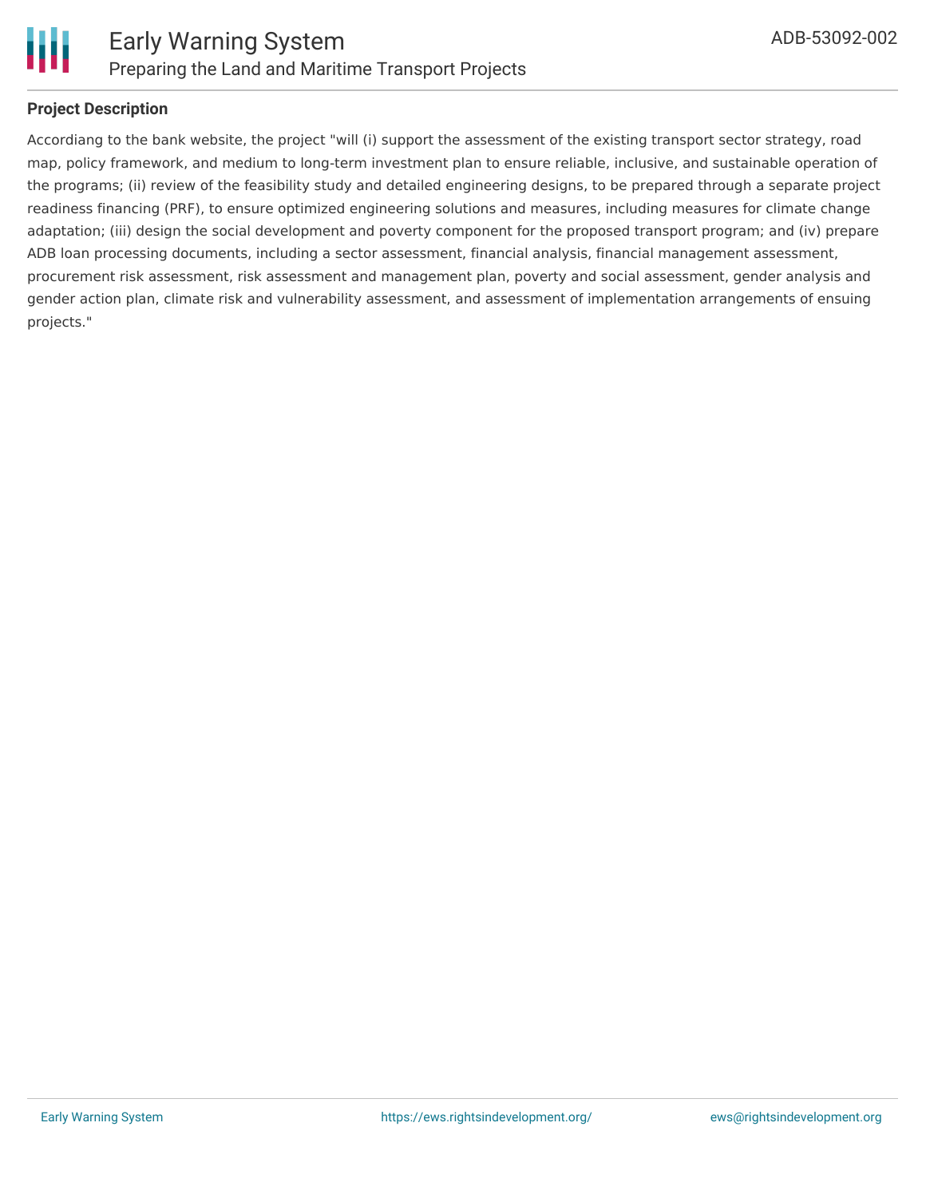**Project Description**

Accordiang to the bank website, the project "will (i) support the assessment of the existing transport sector strategy, road map, policy framework, and medium to long-term investment plan to ensure reliable, inclusive, and sustainable operation of the programs; (ii) review of the feasibility study and detailed engineering designs, to be prepared through a separate project readiness financing (PRF), to ensure optimized engineering solutions and measures, including measures for climate change adaptation; (iii) design the social development and poverty component for the proposed transport program; and (iv) prepare ADB loan processing documents, including a sector assessment, financial analysis, financial management assessment, procurement risk assessment, risk assessment and management plan, poverty and social assessment, gender analysis and gender action plan, climate risk and vulnerability assessment, and assessment of implementation arrangements of ensuing projects."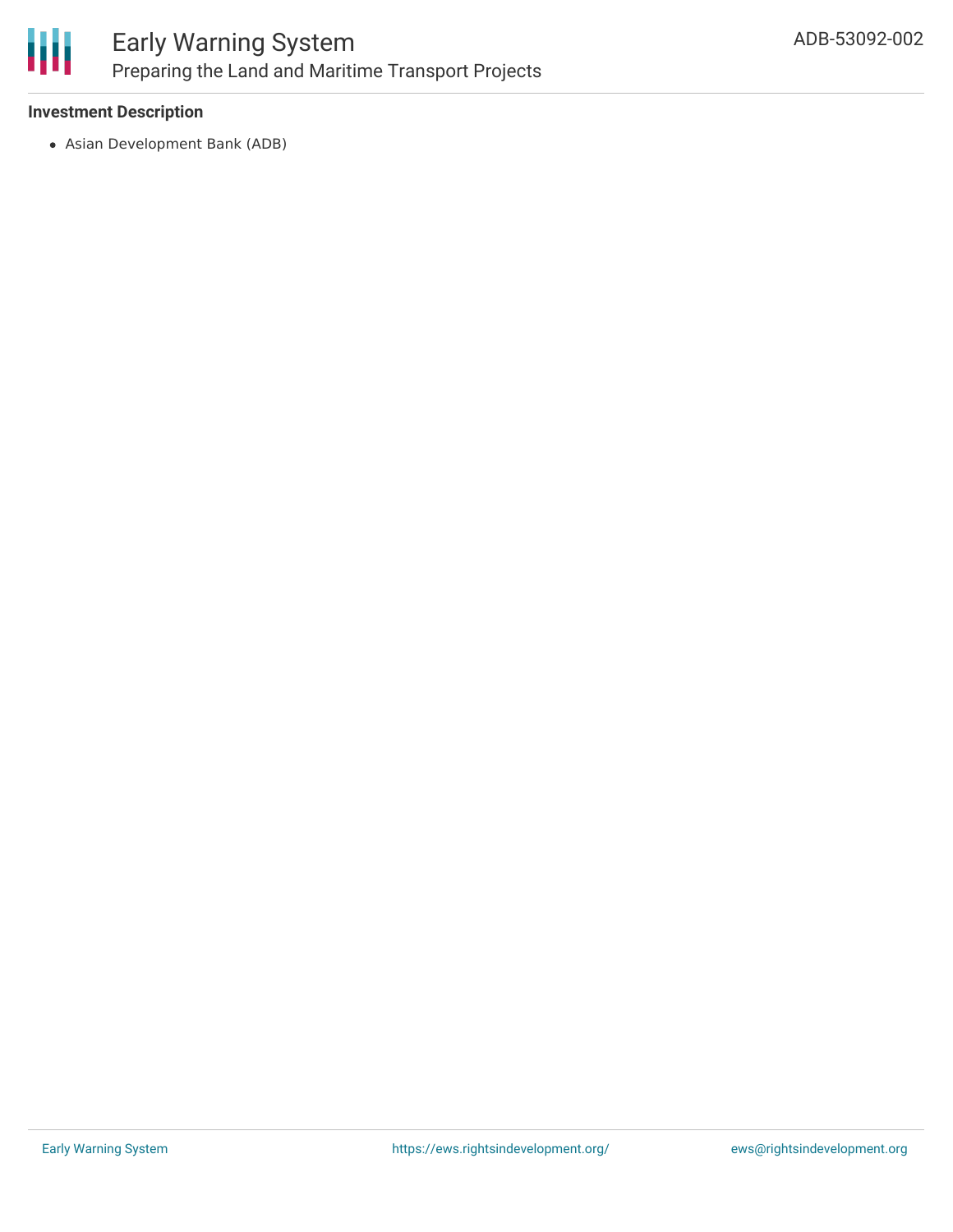**Investment Description**

- Asian Development Bank (ADB)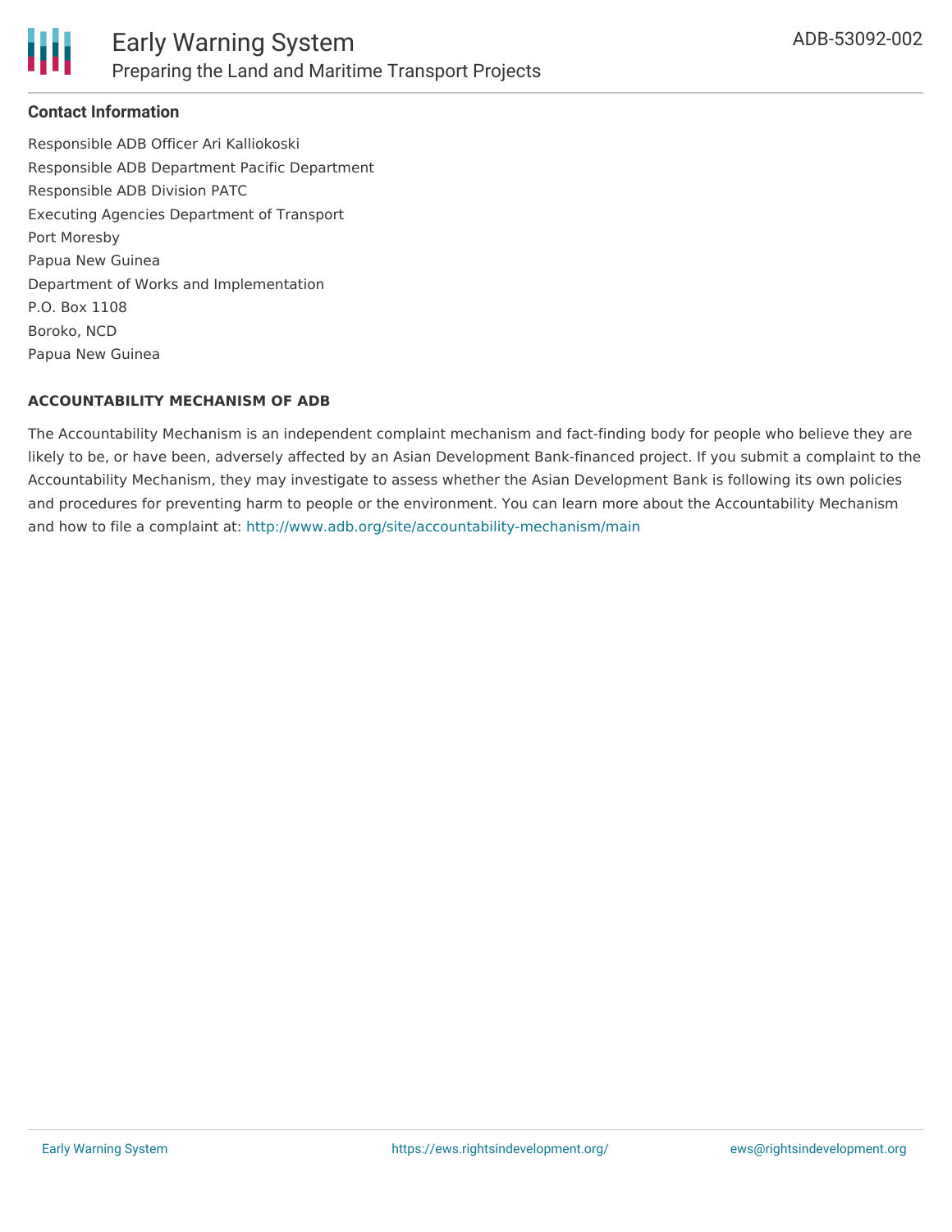## Contact Information

Responsible ADB Officer Ari Kalliokoski
Responsible ADB Department Pacific Department
Responsible ADB Division PATC
Executing Agencies Department of Transport
Port Moresby
Papua New Guinea
Department of Works and Implementation
P.O. Box 1108
Boroko, NCD
Papua New Guinea

## ACCOUNTABILITY MECHANISM OF ADB

The Accountability Mechanism is an independent complaint mechanism and fact-finding body for people who believe they are likely to be, or have been, adversely affected by an Asian Development Bank-financed project. If you submit a complaint to the Accountability Mechanism, they may investigate to assess whether the Asian Development Bank is following its own policies and procedures for preventing harm to people or the environment. You can learn more about the Accountability Mechanism and how to file a complaint at: http://www.adb.org/site/accountability-mechanism/main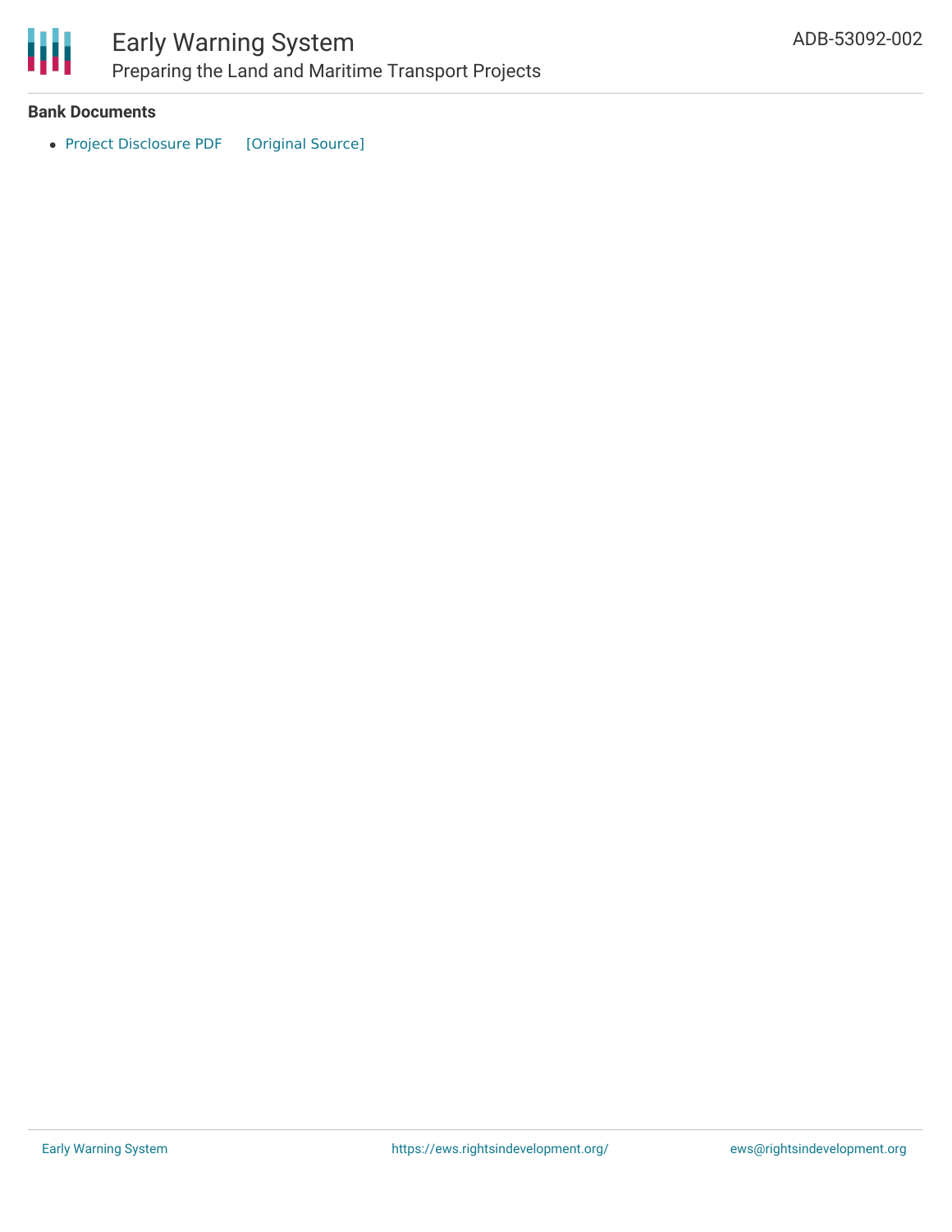**Bank Documents**

- Project Disclosure PDF [Original Source]